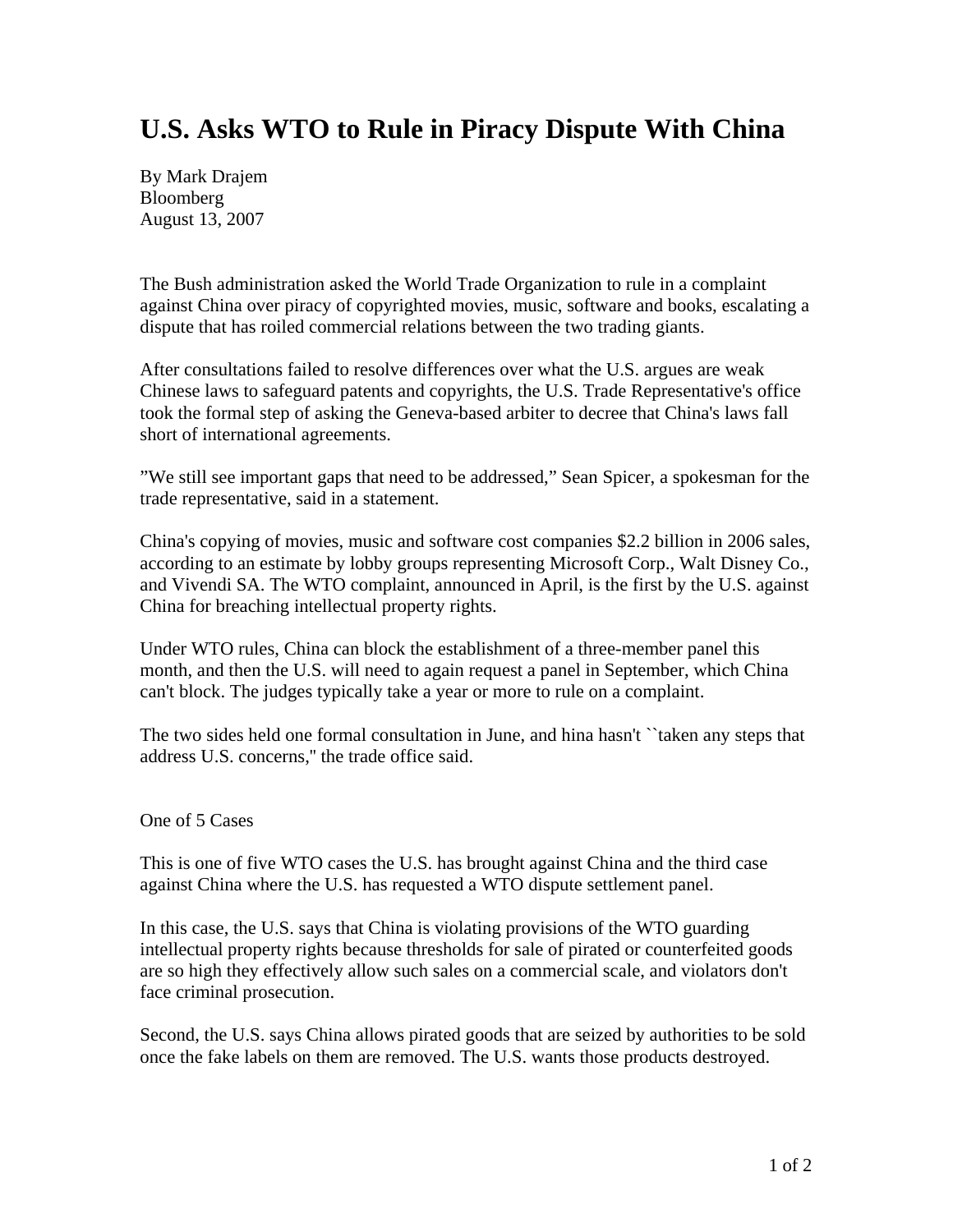# U.S. Asks WTO to Rule in Piracy Dispute With China

By Mark Drajem
Bloomberg
August 13, 2007

The Bush administration asked the World Trade Organization to rule in a complaint against China over piracy of copyrighted movies, music, software and books, escalating a dispute that has roiled commercial relations between the two trading giants.

After consultations failed to resolve differences over what the U.S. argues are weak Chinese laws to safeguard patents and copyrights, the U.S. Trade Representative's office took the formal step of asking the Geneva-based arbiter to decree that China's laws fall short of international agreements.

"We still see important gaps that need to be addressed," Sean Spicer, a spokesman for the trade representative, said in a statement.

China's copying of movies, music and software cost companies $2.2 billion in 2006 sales, according to an estimate by lobby groups representing Microsoft Corp., Walt Disney Co., and Vivendi SA. The WTO complaint, announced in April, is the first by the U.S. against China for breaching intellectual property rights.

Under WTO rules, China can block the establishment of a three-member panel this month, and then the U.S. will need to again request a panel in September, which China can't block. The judges typically take a year or more to rule on a complaint.

The two sides held one formal consultation in June, and hina hasn't ``taken any steps that address U.S. concerns,'' the trade office said.

One of 5 Cases

This is one of five WTO cases the U.S. has brought against China and the third case against China where the U.S. has requested a WTO dispute settlement panel.

In this case, the U.S. says that China is violating provisions of the WTO guarding intellectual property rights because thresholds for sale of pirated or counterfeited goods are so high they effectively allow such sales on a commercial scale, and violators don't face criminal prosecution.

Second, the U.S. says China allows pirated goods that are seized by authorities to be sold once the fake labels on them are removed. The U.S. wants those products destroyed.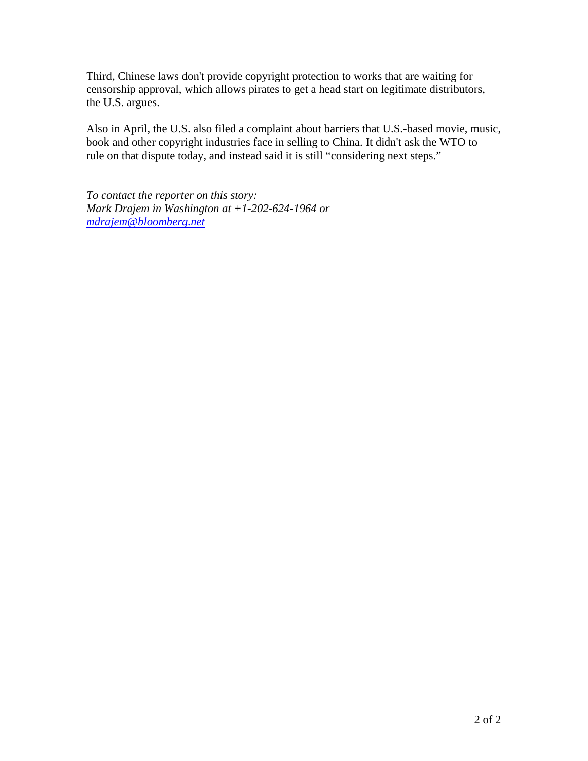Third, Chinese laws don't provide copyright protection to works that are waiting for censorship approval, which allows pirates to get a head start on legitimate distributors, the U.S. argues.

Also in April, the U.S. also filed a complaint about barriers that U.S.-based movie, music, book and other copyright industries face in selling to China. It didn't ask the WTO to rule on that dispute today, and instead said it is still "considering next steps."

*To contact the reporter on this story:*
*Mark Drajem in Washington at +1-202-624-1964 or*
*mdrajem@bloomberg.net*